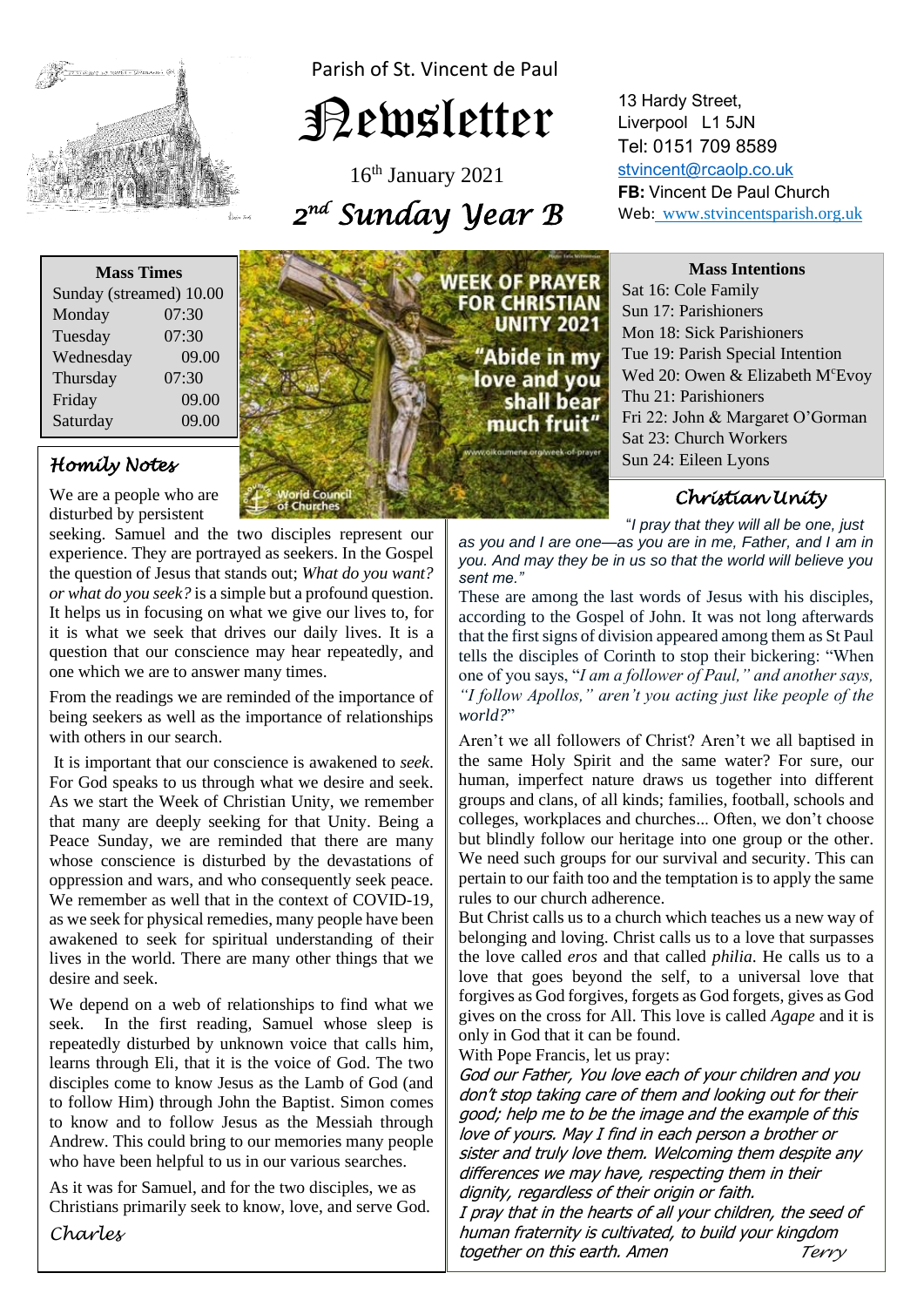Parish of St. Vincent de Paul

# Newsletter

16th January 2021

## 2nd Sunday Year B

13 Hardy Street,
Liverpool L1 5JN
Tel: 0151 709 8589
stvincent@rcaolp.co.uk
**FB:** Vincent De Paul Church
Web: www.stvincentsparish.org.uk

| Mass Times | |
|---|---|
| Sunday (streamed) | 10.00 |
| Monday | 07:30 |
| Tuesday | 07:30 |
| Wednesday | 09.00 |
| Thursday | 07:30 |
| Friday | 09.00 |
| Saturday | 09.00 |

WEEK OF PRAYER FOR CHRISTIAN UNITY 2021
"Abide in my love and you shall bear much fruit"
www.oikoumene.org/week-of-prayer
World Council of Churches

**Mass Intentions**

Sat 16: Cole Family
Sun 17: Parishioners
Mon 18: Sick Parishioners
Tue 19: Parish Special Intention
Wed 20: Owen & Elizabeth McEvoy
Thu 21: Parishioners
Fri 22: John & Margaret O'Gorman
Sat 23: Church Workers
Sun 24: Eileen Lyons

### Homily Notes

We are a people who are disturbed by persistent seeking. Samuel and the two disciples represent our experience. They are portrayed as seekers. In the Gospel the question of Jesus that stands out; *What do you want? or what do you seek?* is a simple but a profound question. It helps us in focusing on what we give our lives to, for it is what we seek that drives our daily lives. It is a question that our conscience may hear repeatedly, and one which we are to answer many times.

From the readings we are reminded of the importance of being seekers as well as the importance of relationships with others in our search.

It is important that our conscience is awakened to *seek*. For God speaks to us through what we desire and seek. As we start the Week of Christian Unity, we remember that many are deeply seeking for that Unity. Being a Peace Sunday, we are reminded that there are many whose conscience is disturbed by the devastations of oppression and wars, and who consequently seek peace. We remember as well that in the context of COVID-19, as we seek for physical remedies, many people have been awakened to seek for spiritual understanding of their lives in the world. There are many other things that we desire and seek.

We depend on a web of relationships to find what we seek. In the first reading, Samuel whose sleep is repeatedly disturbed by unknown voice that calls him, learns through Eli, that it is the voice of God. The two disciples come to know Jesus as the Lamb of God (and to follow Him) through John the Baptist. Simon comes to know and to follow Jesus as the Messiah through Andrew. This could bring to our memories many people who have been helpful to us in our various searches.

As it was for Samuel, and for the two disciples, we as Christians primarily seek to know, love, and serve God.

*Charles*

### Christian Unity

*"I pray that they will all be one, just as you and I are one—as you are in me, Father, and I am in you. And may they be in us so that the world will believe you sent me."*

These are among the last words of Jesus with his disciples, according to the Gospel of John. It was not long afterwards that the first signs of division appeared among them as St Paul tells the disciples of Corinth to stop their bickering: "When one of you says, "*I am a follower of Paul," and another says, "I follow Apollos," aren't you acting just like people of the world?*"

Aren't we all followers of Christ? Aren't we all baptised in the same Holy Spirit and the same water? For sure, our human, imperfect nature draws us together into different groups and clans, of all kinds; families, football, schools and colleges, workplaces and churches... Often, we don't choose but blindly follow our heritage into one group or the other. We need such groups for our survival and security. This can pertain to our faith too and the temptation is to apply the same rules to our church adherence.

But Christ calls us to a church which teaches us a new way of belonging and loving. Christ calls us to a love that surpasses the love called *eros* and that called *philia*. He calls us to a love that goes beyond the self, to a universal love that forgives as God forgives, forgets as God forgets, gives as God gives on the cross for All. This love is called *Agape* and it is only in God that it can be found.

With Pope Francis, let us pray:

*God our Father, You love each of your children and you don't stop taking care of them and looking out for their good; help me to be the image and the example of this love of yours. May I find in each person a brother or sister and truly love them. Welcoming them despite any differences we may have, respecting them in their dignity, regardless of their origin or faith.*
*I pray that in the hearts of all your children, the seed of human fraternity is cultivated, to build your kingdom together on this earth. Amen*

*Terry*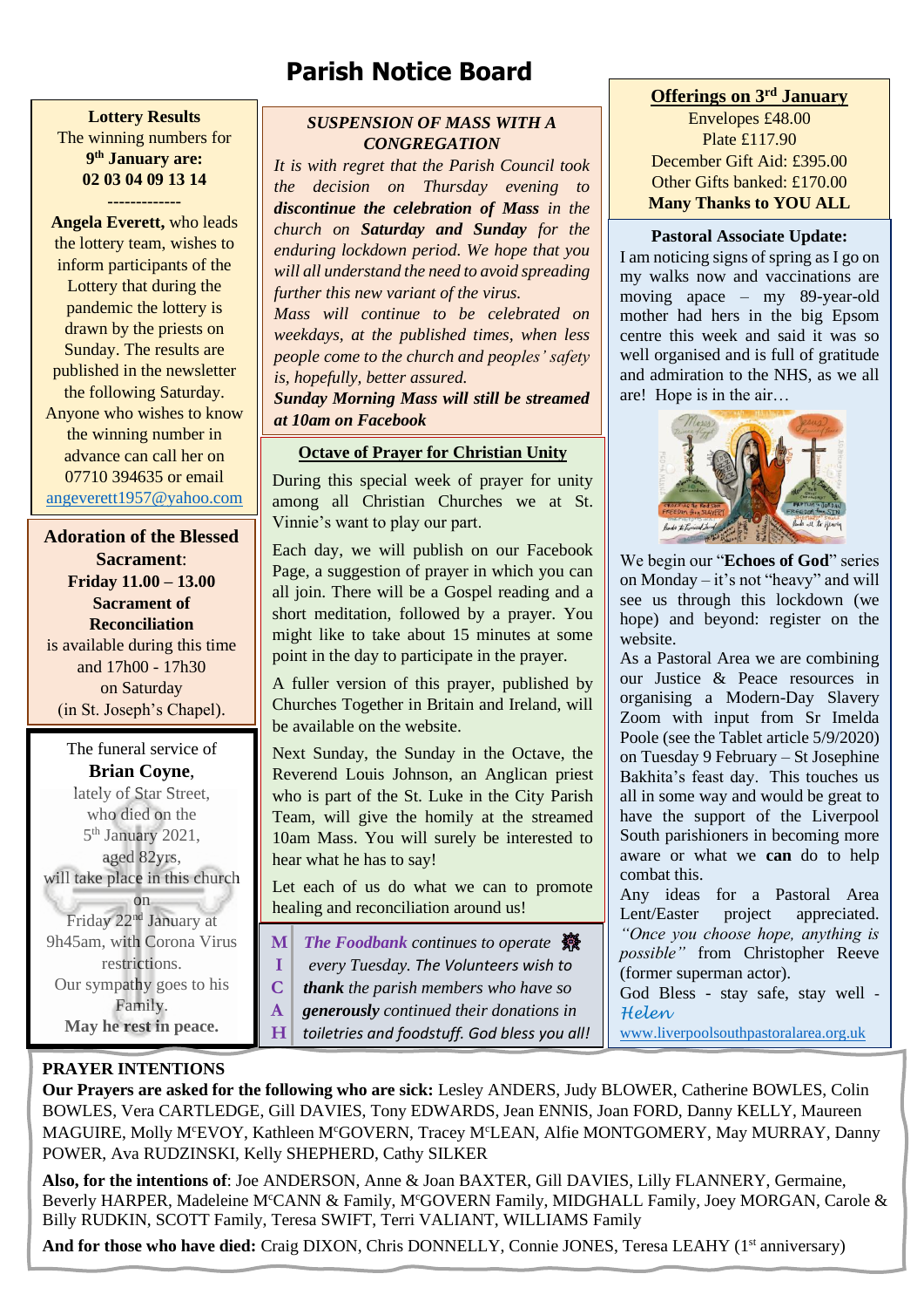# Parish Notice Board

**Lottery Results**

The winning numbers for **9th January are:**
**02 03 04 09 13 14**

-------------

**Angela Everett,** who leads the lottery team, wishes to inform participants of the Lottery that during the pandemic the lottery is drawn by the priests on Sunday. The results are published in the newsletter the following Saturday. Anyone who wishes to know the winning number in advance can call her on 07710 394635 or email angeverett1957@yahoo.com

**Adoration of the Blessed Sacrament**:
**Friday 11.00 – 13.00**
**Sacrament of Reconciliation**
is available during this time and 17h00 - 17h30 on Saturday
(in St. Joseph's Chapel).

The funeral service of **Brian Coyne**, lately of Star Street, who died on the 5th January 2021, aged 82yrs, will take place in this church on Friday 22nd January at 9h45am, with Corona Virus restrictions.
Our sympathy goes to his Family.
**May he rest in peace.**

***SUSPENSION OF MASS WITH A CONGREGATION***

*It is with regret that the Parish Council took the decision on Thursday evening to **discontinue the celebration of Mass** in the church on **Saturday and Sunday** for the enduring lockdown period. We hope that you will all understand the need to avoid spreading further this new variant of the virus.*

*Mass will continue to be celebrated on weekdays, at the published times, when less people come to the church and peoples' safety is, hopefully, better assured.*

***Sunday Morning Mass will still be streamed at 10am on Facebook***

**Octave of Prayer for Christian Unity**

During this special week of prayer for unity among all Christian Churches we at St. Vinnie's want to play our part.

Each day, we will publish on our Facebook Page, a suggestion of prayer in which you can all join. There will be a Gospel reading and a short meditation, followed by a prayer. You might like to take about 15 minutes at some point in the day to participate in the prayer.

A fuller version of this prayer, published by Churches Together in Britain and Ireland, will be available on the website.

Next Sunday, the Sunday in the Octave, the Reverend Louis Johnson, an Anglican priest who is part of the St. Luke in the City Parish Team, will give the homily at the streamed 10am Mass. You will surely be interested to hear what he has to say!

Let each of us do what we can to promote healing and reconciliation around us!

**MICAH**

*The Foodbank continues to operate every Tuesday. The Volunteers wish to **thank** the parish members who have so **generously** continued their donations in toiletries and foodstuff. God bless you all!*

**Offerings on 3rd January**

Envelopes £48.00
Plate £117.90
December Gift Aid: £395.00
Other Gifts banked: £170.00
**Many Thanks to YOU ALL**

**Pastoral Associate Update:**

I am noticing signs of spring as I go on my walks now and vaccinations are moving apace – my 89-year-old mother had hers in the big Epsom centre this week and said it was so well organised and is full of gratitude and admiration to the NHS, as we all are! Hope is in the air…

We begin our "**Echoes of God**" series on Monday – it's not "heavy" and will see us through this lockdown (we hope) and beyond: register on the website.

As a Pastoral Area we are combining our Justice & Peace resources in organising a Modern-Day Slavery Zoom with input from Sr Imelda Poole (see the Tablet article 5/9/2020) on Tuesday 9 February – St Josephine Bakhita's feast day. This touches us all in some way and would be great to have the support of the Liverpool South parishioners in becoming more aware or what we **can** do to help combat this.

Any ideas for a Pastoral Area Lent/Easter project appreciated. *"Once you choose hope, anything is possible"* from Christopher Reeve (former superman actor).

God Bless - stay safe, stay well - *Helen*

www.liverpoolsouthpastoralarea.org.uk

## PRAYER INTENTIONS

**Our Prayers are asked for the following who are sick:** Lesley ANDERS, Judy BLOWER, Catherine BOWLES, Colin BOWLES, Vera CARTLEDGE, Gill DAVIES, Tony EDWARDS, Jean ENNIS, Joan FORD, Danny KELLY, Maureen MAGUIRE, Molly McEVOY, Kathleen McGOVERN, Tracey McLEAN, Alfie MONTGOMERY, May MURRAY, Danny POWER, Ava RUDZINSKI, Kelly SHEPHERD, Cathy SILKER

**Also, for the intentions of**: Joe ANDERSON, Anne & Joan BAXTER, Gill DAVIES, Lilly FLANNERY, Germaine, Beverly HARPER, Madeleine McCANN & Family, McGOVERN Family, MIDGHALL Family, Joey MORGAN, Carole & Billy RUDKIN, SCOTT Family, Teresa SWIFT, Terri VALIANT, WILLIAMS Family

**And for those who have died:** Craig DIXON, Chris DONNELLY, Connie JONES, Teresa LEAHY (1st anniversary)